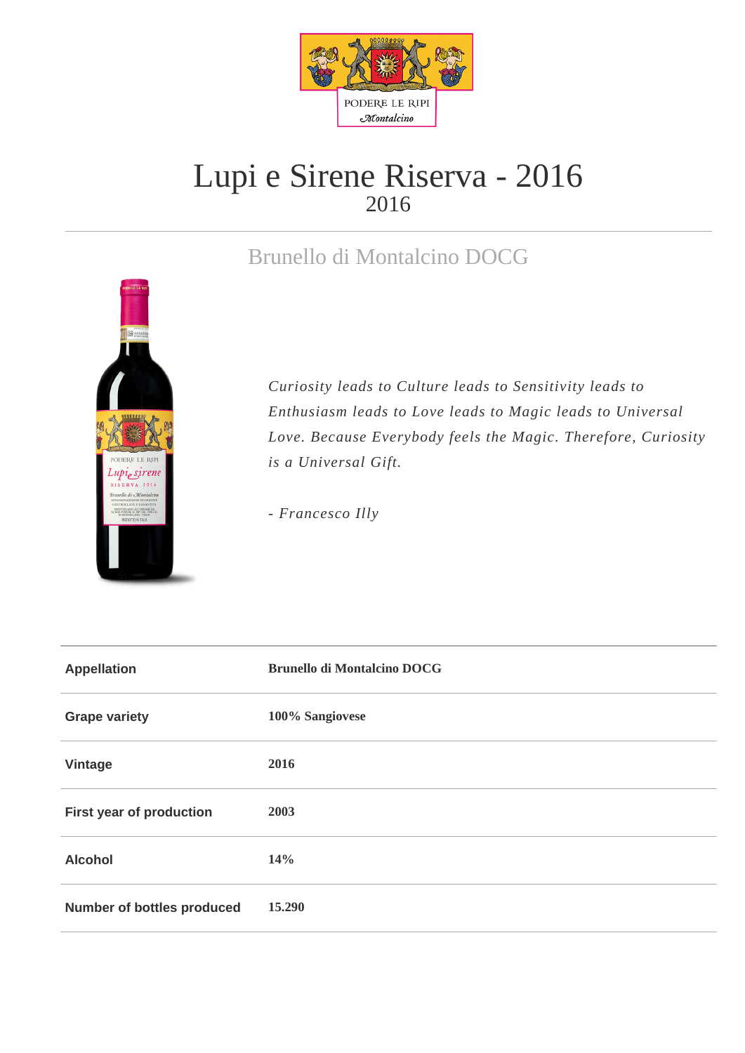PODERE LE RIPI
Montalcino

# Lupi e Sirene Riserva - 2016

2016

## Brunello di Montalcino DOCG

*Curiosity leads to Culture leads to Sensitivity leads to Enthusiasm leads to Love leads to Magic leads to Universal Love. Because Everybody feels the Magic. Therefore, Curiosity is a Universal Gift.*

*- Francesco Illy*

| | |
|---|---|
| **Appellation** | **Brunello di Montalcino DOCG** |
| **Grape variety** | **100% Sangiovese** |
| **Vintage** | **2016** |
| **First year of production** | **2003** |
| **Alcohol** | **14%** |
| **Number of bottles produced** | **15.290** |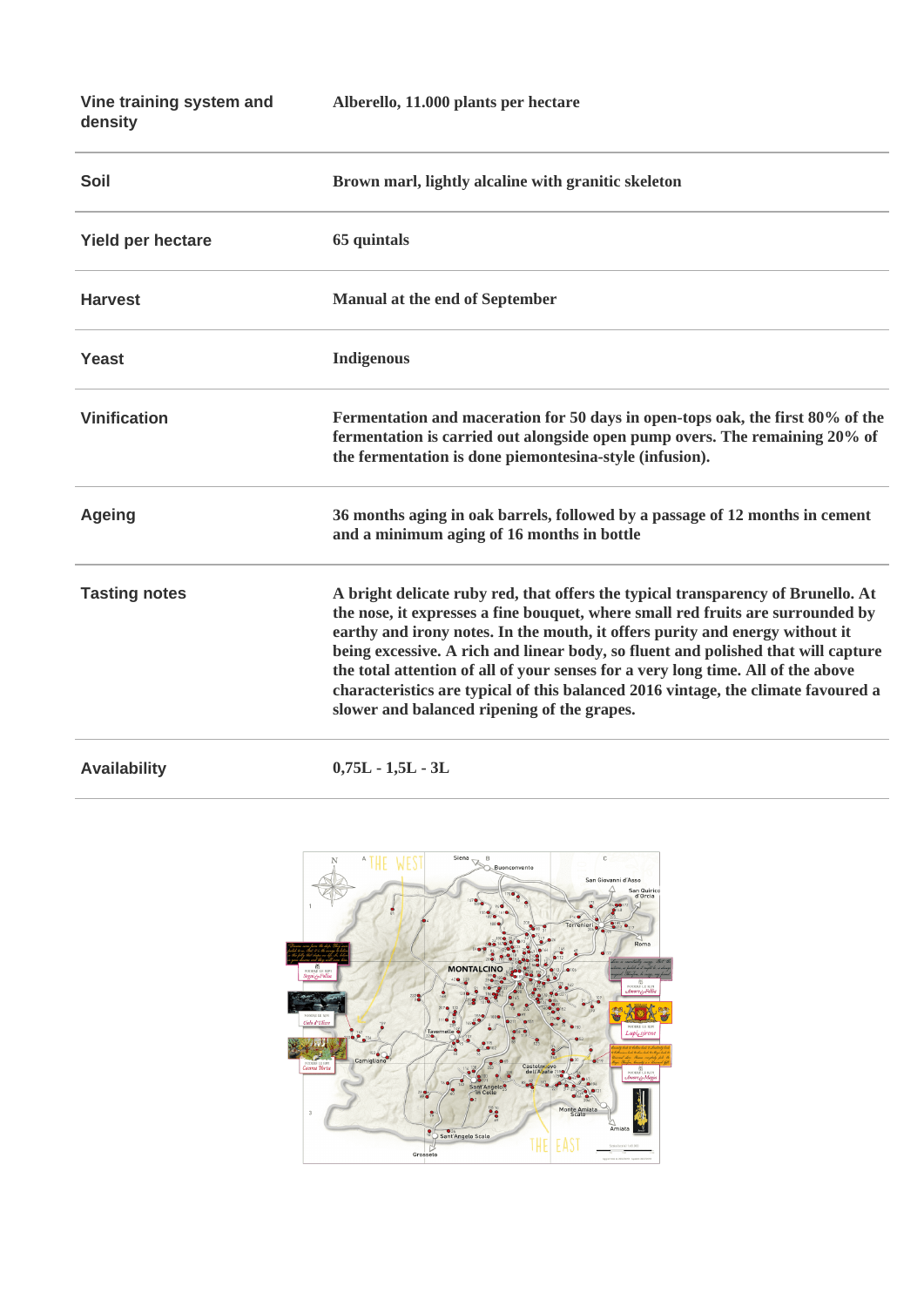| | |
|---|---|
| Vine training system and density | Alberello, 11.000 plants per hectare |
| Soil | Brown marl, lightly alcaline with granitic skeleton |
| Yield per hectare | 65 quintals |
| Harvest | Manual at the end of September |
| Yeast | Indigenous |
| Vinification | Fermentation and maceration for 50 days in open-tops oak, the first 80% of the fermentation is carried out alongside open pump overs. The remaining 20% of the fermentation is done piemontesina-style (infusion). |
| Ageing | 36 months aging in oak barrels, followed by a passage of 12 months in cement and a minimum aging of 16 months in bottle |
| Tasting notes | A bright delicate ruby red, that offers the typical transparency of Brunello. At the nose, it expresses a fine bouquet, where small red fruits are surrounded by earthy and irony notes. In the mouth, it offers purity and energy without it being excessive. A rich and linear body, so fluent and polished that will capture the total attention of all of your senses for a very long time. All of the above characteristics are typical of this balanced 2016 vintage, the climate favoured a slower and balanced ripening of the grapes. |
| Availability | 0,75L - 1,5L - 3L |